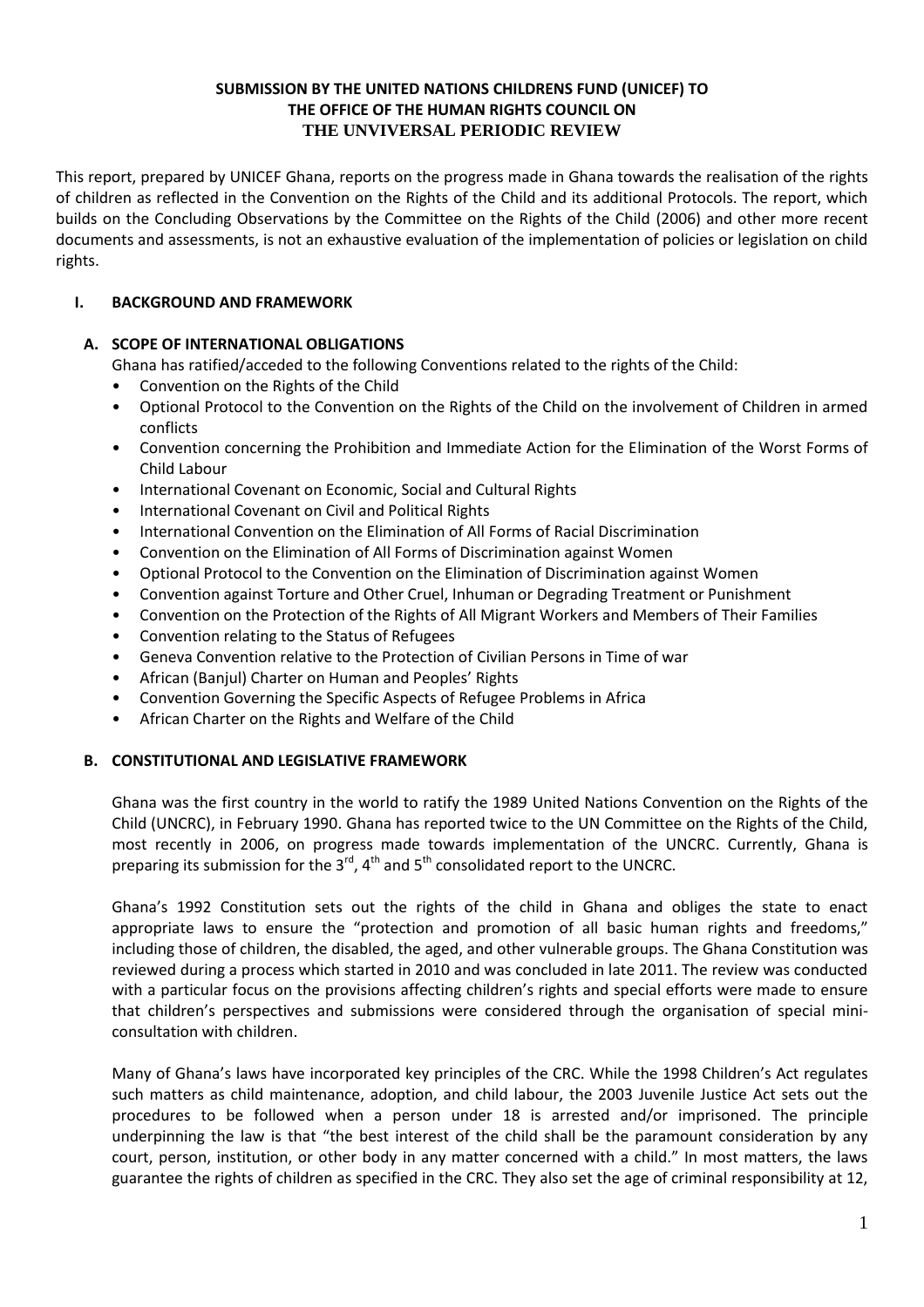**SUBMISSION BY THE UNITED NATIONS CHILDRENS FUND (UNICEF) TO THE OFFICE OF THE HUMAN RIGHTS COUNCIL ON THE UNVIVERSAL PERIODIC REVIEW**

This report, prepared by UNICEF Ghana, reports on the progress made in Ghana towards the realisation of the rights of children as reflected in the Convention on the Rights of the Child and its additional Protocols. The report, which builds on the Concluding Observations by the Committee on the Rights of the Child (2006) and other more recent documents and assessments, is not an exhaustive evaluation of the implementation of policies or legislation on child rights.

## I. BACKGROUND AND FRAMEWORK

### A. SCOPE OF INTERNATIONAL OBLIGATIONS

Ghana has ratified/acceded to the following Conventions related to the rights of the Child:

- Convention on the Rights of the Child
- Optional Protocol to the Convention on the Rights of the Child on the involvement of Children in armed conflicts
- Convention concerning the Prohibition and Immediate Action for the Elimination of the Worst Forms of Child Labour
- International Covenant on Economic, Social and Cultural Rights
- International Covenant on Civil and Political Rights
- International Convention on the Elimination of All Forms of Racial Discrimination
- Convention on the Elimination of All Forms of Discrimination against Women
- Optional Protocol to the Convention on the Elimination of Discrimination against Women
- Convention against Torture and Other Cruel, Inhuman or Degrading Treatment or Punishment
- Convention on the Protection of the Rights of All Migrant Workers and Members of Their Families
- Convention relating to the Status of Refugees
- Geneva Convention relative to the Protection of Civilian Persons in Time of war
- African (Banjul) Charter on Human and Peoples' Rights
- Convention Governing the Specific Aspects of Refugee Problems in Africa
- African Charter on the Rights and Welfare of the Child

### B. CONSTITUTIONAL AND LEGISLATIVE FRAMEWORK

Ghana was the first country in the world to ratify the 1989 United Nations Convention on the Rights of the Child (UNCRC), in February 1990. Ghana has reported twice to the UN Committee on the Rights of the Child, most recently in 2006, on progress made towards implementation of the UNCRC. Currently, Ghana is preparing its submission for the 3rd, 4th and 5th consolidated report to the UNCRC.

Ghana's 1992 Constitution sets out the rights of the child in Ghana and obliges the state to enact appropriate laws to ensure the "protection and promotion of all basic human rights and freedoms," including those of children, the disabled, the aged, and other vulnerable groups. The Ghana Constitution was reviewed during a process which started in 2010 and was concluded in late 2011. The review was conducted with a particular focus on the provisions affecting children's rights and special efforts were made to ensure that children's perspectives and submissions were considered through the organisation of special mini-consultation with children.

Many of Ghana's laws have incorporated key principles of the CRC. While the 1998 Children's Act regulates such matters as child maintenance, adoption, and child labour, the 2003 Juvenile Justice Act sets out the procedures to be followed when a person under 18 is arrested and/or imprisoned. The principle underpinning the law is that "the best interest of the child shall be the paramount consideration by any court, person, institution, or other body in any matter concerned with a child." In most matters, the laws guarantee the rights of children as specified in the CRC. They also set the age of criminal responsibility at 12,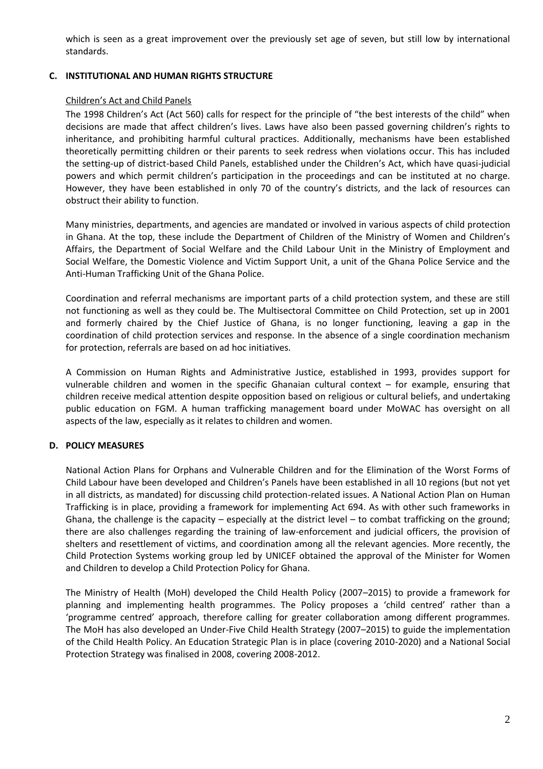which is seen as a great improvement over the previously set age of seven, but still low by international standards.

## C. INSTITUTIONAL AND HUMAN RIGHTS STRUCTURE

### Children's Act and Child Panels

The 1998 Children's Act (Act 560) calls for respect for the principle of "the best interests of the child" when decisions are made that affect children's lives. Laws have also been passed governing children's rights to inheritance, and prohibiting harmful cultural practices. Additionally, mechanisms have been established theoretically permitting children or their parents to seek redress when violations occur. This has included the setting-up of district-based Child Panels, established under the Children's Act, which have quasi-judicial powers and which permit children's participation in the proceedings and can be instituted at no charge. However, they have been established in only 70 of the country's districts, and the lack of resources can obstruct their ability to function.

Many ministries, departments, and agencies are mandated or involved in various aspects of child protection in Ghana. At the top, these include the Department of Children of the Ministry of Women and Children's Affairs, the Department of Social Welfare and the Child Labour Unit in the Ministry of Employment and Social Welfare, the Domestic Violence and Victim Support Unit, a unit of the Ghana Police Service and the Anti-Human Trafficking Unit of the Ghana Police.

Coordination and referral mechanisms are important parts of a child protection system, and these are still not functioning as well as they could be. The Multisectoral Committee on Child Protection, set up in 2001 and formerly chaired by the Chief Justice of Ghana, is no longer functioning, leaving a gap in the coordination of child protection services and response. In the absence of a single coordination mechanism for protection, referrals are based on ad hoc initiatives.

A Commission on Human Rights and Administrative Justice, established in 1993, provides support for vulnerable children and women in the specific Ghanaian cultural context – for example, ensuring that children receive medical attention despite opposition based on religious or cultural beliefs, and undertaking public education on FGM. A human trafficking management board under MoWAC has oversight on all aspects of the law, especially as it relates to children and women.

## D. POLICY MEASURES

National Action Plans for Orphans and Vulnerable Children and for the Elimination of the Worst Forms of Child Labour have been developed and Children's Panels have been established in all 10 regions (but not yet in all districts, as mandated) for discussing child protection-related issues. A National Action Plan on Human Trafficking is in place, providing a framework for implementing Act 694. As with other such frameworks in Ghana, the challenge is the capacity – especially at the district level – to combat trafficking on the ground; there are also challenges regarding the training of law-enforcement and judicial officers, the provision of shelters and resettlement of victims, and coordination among all the relevant agencies. More recently, the Child Protection Systems working group led by UNICEF obtained the approval of the Minister for Women and Children to develop a Child Protection Policy for Ghana.

The Ministry of Health (MoH) developed the Child Health Policy (2007–2015) to provide a framework for planning and implementing health programmes. The Policy proposes a 'child centred' rather than a 'programme centred' approach, therefore calling for greater collaboration among different programmes. The MoH has also developed an Under-Five Child Health Strategy (2007–2015) to guide the implementation of the Child Health Policy. An Education Strategic Plan is in place (covering 2010-2020) and a National Social Protection Strategy was finalised in 2008, covering 2008-2012.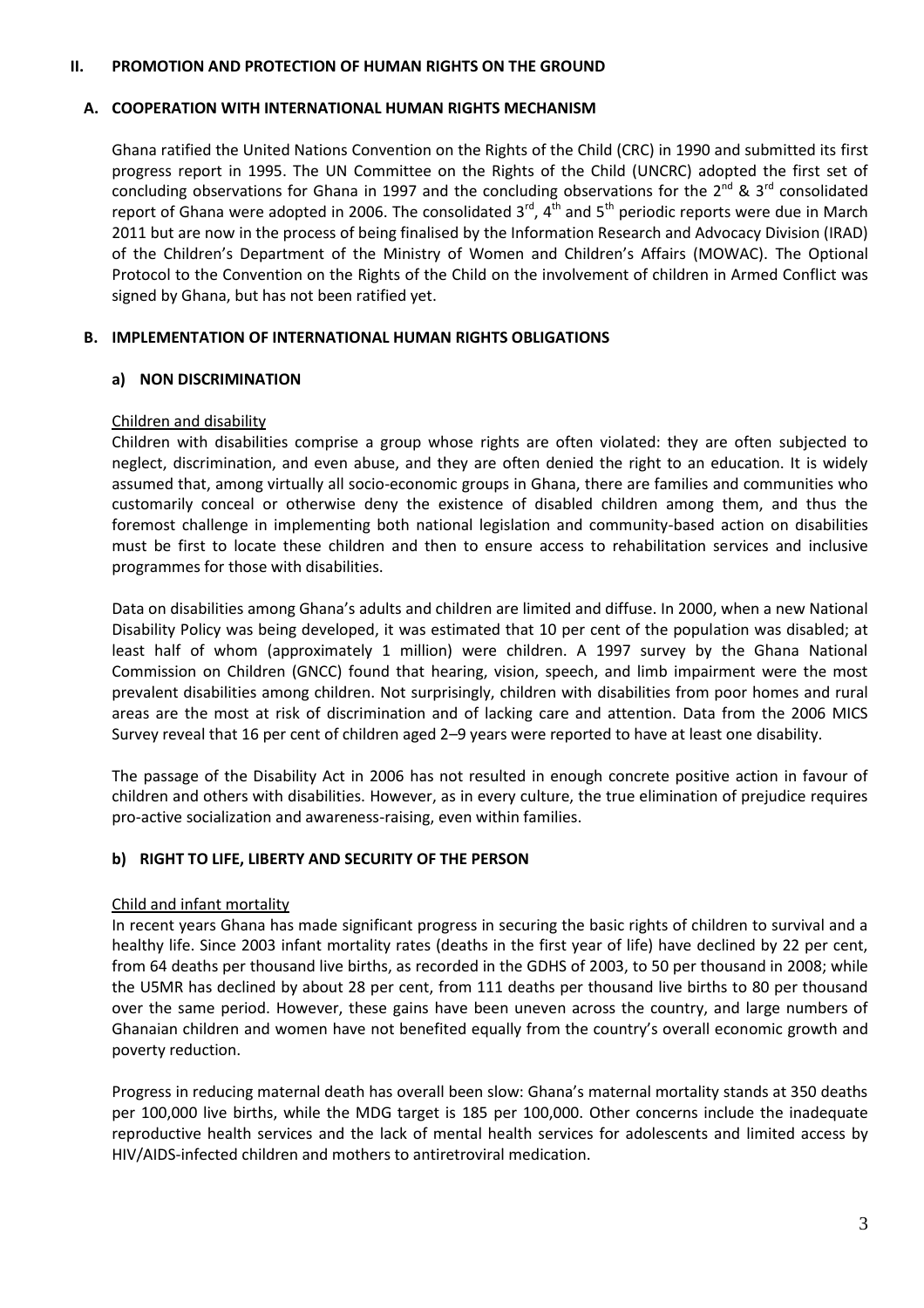## II. PROMOTION AND PROTECTION OF HUMAN RIGHTS ON THE GROUND

### A. COOPERATION WITH INTERNATIONAL HUMAN RIGHTS MECHANISM

Ghana ratified the United Nations Convention on the Rights of the Child (CRC) in 1990 and submitted its first progress report in 1995. The UN Committee on the Rights of the Child (UNCRC) adopted the first set of concluding observations for Ghana in 1997 and the concluding observations for the 2nd & 3rd consolidated report of Ghana were adopted in 2006. The consolidated 3rd, 4th and 5th periodic reports were due in March 2011 but are now in the process of being finalised by the Information Research and Advocacy Division (IRAD) of the Children's Department of the Ministry of Women and Children's Affairs (MOWAC). The Optional Protocol to the Convention on the Rights of the Child on the involvement of children in Armed Conflict was signed by Ghana, but has not been ratified yet.

### B. IMPLEMENTATION OF INTERNATIONAL HUMAN RIGHTS OBLIGATIONS

#### a) NON DISCRIMINATION

Children and disability

Children with disabilities comprise a group whose rights are often violated: they are often subjected to neglect, discrimination, and even abuse, and they are often denied the right to an education. It is widely assumed that, among virtually all socio-economic groups in Ghana, there are families and communities who customarily conceal or otherwise deny the existence of disabled children among them, and thus the foremost challenge in implementing both national legislation and community-based action on disabilities must be first to locate these children and then to ensure access to rehabilitation services and inclusive programmes for those with disabilities.

Data on disabilities among Ghana's adults and children are limited and diffuse. In 2000, when a new National Disability Policy was being developed, it was estimated that 10 per cent of the population was disabled; at least half of whom (approximately 1 million) were children. A 1997 survey by the Ghana National Commission on Children (GNCC) found that hearing, vision, speech, and limb impairment were the most prevalent disabilities among children. Not surprisingly, children with disabilities from poor homes and rural areas are the most at risk of discrimination and of lacking care and attention. Data from the 2006 MICS Survey reveal that 16 per cent of children aged 2–9 years were reported to have at least one disability.

The passage of the Disability Act in 2006 has not resulted in enough concrete positive action in favour of children and others with disabilities. However, as in every culture, the true elimination of prejudice requires pro-active socialization and awareness-raising, even within families.

#### b) RIGHT TO LIFE, LIBERTY AND SECURITY OF THE PERSON

Child and infant mortality

In recent years Ghana has made significant progress in securing the basic rights of children to survival and a healthy life. Since 2003 infant mortality rates (deaths in the first year of life) have declined by 22 per cent, from 64 deaths per thousand live births, as recorded in the GDHS of 2003, to 50 per thousand in 2008; while the U5MR has declined by about 28 per cent, from 111 deaths per thousand live births to 80 per thousand over the same period. However, these gains have been uneven across the country, and large numbers of Ghanaian children and women have not benefited equally from the country's overall economic growth and poverty reduction.

Progress in reducing maternal death has overall been slow: Ghana's maternal mortality stands at 350 deaths per 100,000 live births, while the MDG target is 185 per 100,000. Other concerns include the inadequate reproductive health services and the lack of mental health services for adolescents and limited access by HIV/AIDS-infected children and mothers to antiretroviral medication.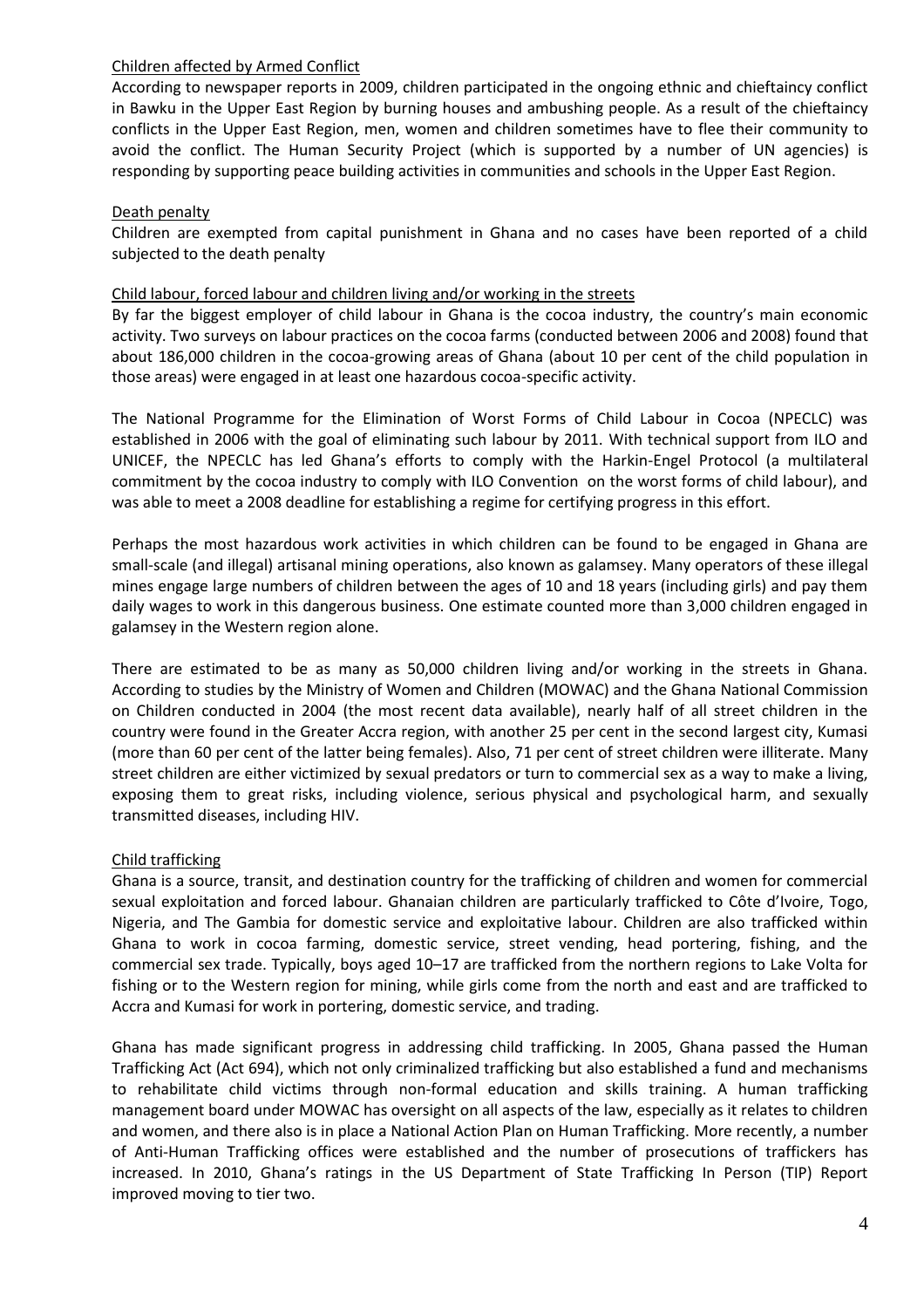### Children affected by Armed Conflict

According to newspaper reports in 2009, children participated in the ongoing ethnic and chieftaincy conflict in Bawku in the Upper East Region by burning houses and ambushing people. As a result of the chieftaincy conflicts in the Upper East Region, men, women and children sometimes have to flee their community to avoid the conflict. The Human Security Project (which is supported by a number of UN agencies) is responding by supporting peace building activities in communities and schools in the Upper East Region.

### Death penalty

Children are exempted from capital punishment in Ghana and no cases have been reported of a child subjected to the death penalty

### Child labour, forced labour and children living and/or working in the streets

By far the biggest employer of child labour in Ghana is the cocoa industry, the country's main economic activity. Two surveys on labour practices on the cocoa farms (conducted between 2006 and 2008) found that about 186,000 children in the cocoa-growing areas of Ghana (about 10 per cent of the child population in those areas) were engaged in at least one hazardous cocoa-specific activity.

The National Programme for the Elimination of Worst Forms of Child Labour in Cocoa (NPECLC) was established in 2006 with the goal of eliminating such labour by 2011. With technical support from ILO and UNICEF, the NPECLC has led Ghana's efforts to comply with the Harkin-Engel Protocol (a multilateral commitment by the cocoa industry to comply with ILO Convention on the worst forms of child labour), and was able to meet a 2008 deadline for establishing a regime for certifying progress in this effort.

Perhaps the most hazardous work activities in which children can be found to be engaged in Ghana are small-scale (and illegal) artisanal mining operations, also known as galamsey. Many operators of these illegal mines engage large numbers of children between the ages of 10 and 18 years (including girls) and pay them daily wages to work in this dangerous business. One estimate counted more than 3,000 children engaged in galamsey in the Western region alone.

There are estimated to be as many as 50,000 children living and/or working in the streets in Ghana. According to studies by the Ministry of Women and Children (MOWAC) and the Ghana National Commission on Children conducted in 2004 (the most recent data available), nearly half of all street children in the country were found in the Greater Accra region, with another 25 per cent in the second largest city, Kumasi (more than 60 per cent of the latter being females). Also, 71 per cent of street children were illiterate. Many street children are either victimized by sexual predators or turn to commercial sex as a way to make a living, exposing them to great risks, including violence, serious physical and psychological harm, and sexually transmitted diseases, including HIV.

### Child trafficking

Ghana is a source, transit, and destination country for the trafficking of children and women for commercial sexual exploitation and forced labour. Ghanaian children are particularly trafficked to Côte d'Ivoire, Togo, Nigeria, and The Gambia for domestic service and exploitative labour. Children are also trafficked within Ghana to work in cocoa farming, domestic service, street vending, head portering, fishing, and the commercial sex trade. Typically, boys aged 10–17 are trafficked from the northern regions to Lake Volta for fishing or to the Western region for mining, while girls come from the north and east and are trafficked to Accra and Kumasi for work in portering, domestic service, and trading.

Ghana has made significant progress in addressing child trafficking. In 2005, Ghana passed the Human Trafficking Act (Act 694), which not only criminalized trafficking but also established a fund and mechanisms to rehabilitate child victims through non-formal education and skills training. A human trafficking management board under MOWAC has oversight on all aspects of the law, especially as it relates to children and women, and there also is in place a National Action Plan on Human Trafficking. More recently, a number of Anti-Human Trafficking offices were established and the number of prosecutions of traffickers has increased. In 2010, Ghana's ratings in the US Department of State Trafficking In Person (TIP) Report improved moving to tier two.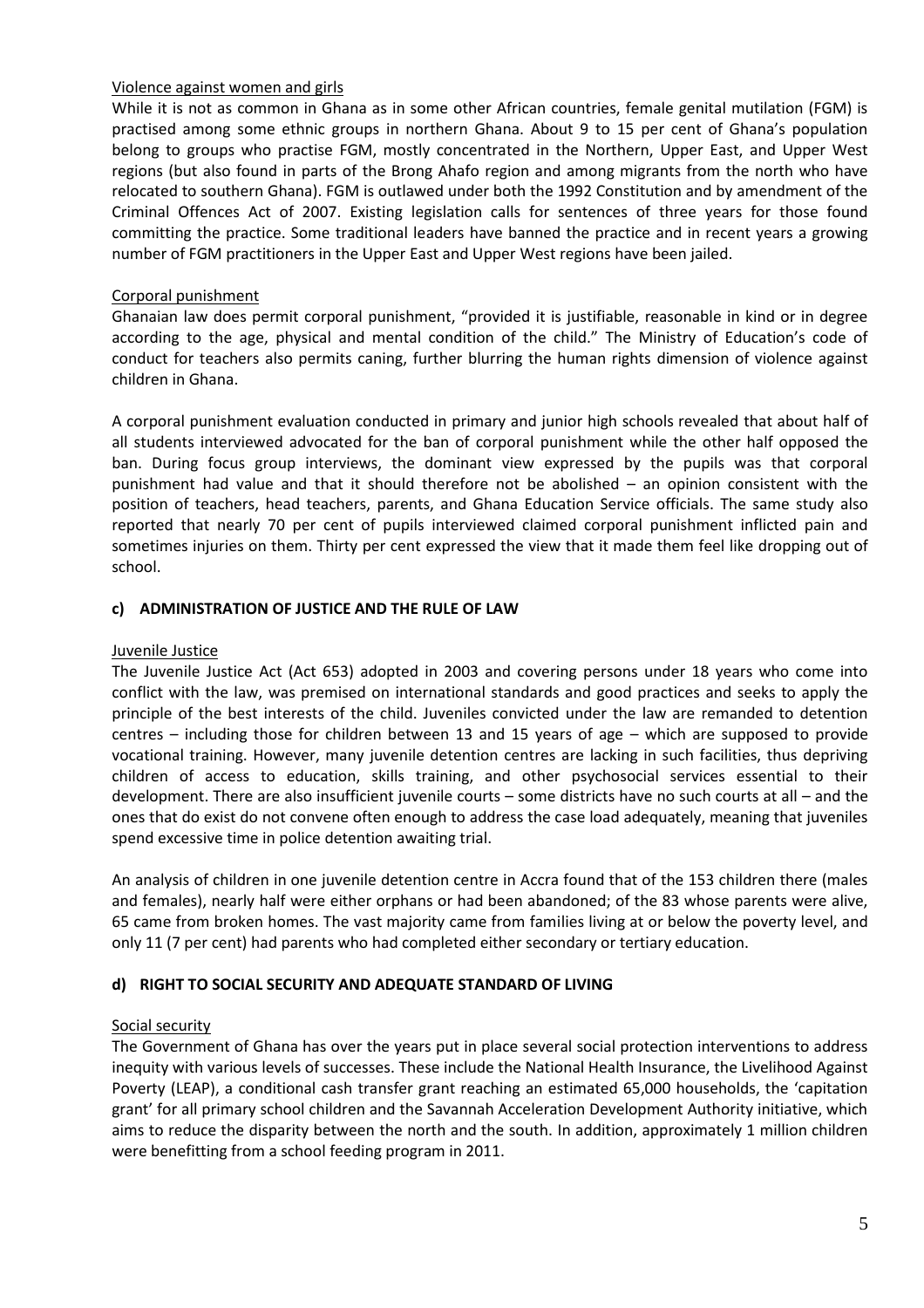Violence against women and girls

While it is not as common in Ghana as in some other African countries, female genital mutilation (FGM) is practised among some ethnic groups in northern Ghana. About 9 to 15 per cent of Ghana's population belong to groups who practise FGM, mostly concentrated in the Northern, Upper East, and Upper West regions (but also found in parts of the Brong Ahafo region and among migrants from the north who have relocated to southern Ghana). FGM is outlawed under both the 1992 Constitution and by amendment of the Criminal Offences Act of 2007. Existing legislation calls for sentences of three years for those found committing the practice. Some traditional leaders have banned the practice and in recent years a growing number of FGM practitioners in the Upper East and Upper West regions have been jailed.

Corporal punishment

Ghanaian law does permit corporal punishment, "provided it is justifiable, reasonable in kind or in degree according to the age, physical and mental condition of the child." The Ministry of Education's code of conduct for teachers also permits caning, further blurring the human rights dimension of violence against children in Ghana.

A corporal punishment evaluation conducted in primary and junior high schools revealed that about half of all students interviewed advocated for the ban of corporal punishment while the other half opposed the ban. During focus group interviews, the dominant view expressed by the pupils was that corporal punishment had value and that it should therefore not be abolished – an opinion consistent with the position of teachers, head teachers, parents, and Ghana Education Service officials. The same study also reported that nearly 70 per cent of pupils interviewed claimed corporal punishment inflicted pain and sometimes injuries on them. Thirty per cent expressed the view that it made them feel like dropping out of school.

**c) ADMINISTRATION OF JUSTICE AND THE RULE OF LAW**

Juvenile Justice

The Juvenile Justice Act (Act 653) adopted in 2003 and covering persons under 18 years who come into conflict with the law, was premised on international standards and good practices and seeks to apply the principle of the best interests of the child. Juveniles convicted under the law are remanded to detention centres – including those for children between 13 and 15 years of age – which are supposed to provide vocational training. However, many juvenile detention centres are lacking in such facilities, thus depriving children of access to education, skills training, and other psychosocial services essential to their development. There are also insufficient juvenile courts – some districts have no such courts at all – and the ones that do exist do not convene often enough to address the case load adequately, meaning that juveniles spend excessive time in police detention awaiting trial.

An analysis of children in one juvenile detention centre in Accra found that of the 153 children there (males and females), nearly half were either orphans or had been abandoned; of the 83 whose parents were alive, 65 came from broken homes. The vast majority came from families living at or below the poverty level, and only 11 (7 per cent) had parents who had completed either secondary or tertiary education.

**d) RIGHT TO SOCIAL SECURITY AND ADEQUATE STANDARD OF LIVING**

Social security

The Government of Ghana has over the years put in place several social protection interventions to address inequity with various levels of successes. These include the National Health Insurance, the Livelihood Against Poverty (LEAP), a conditional cash transfer grant reaching an estimated 65,000 households, the 'capitation grant' for all primary school children and the Savannah Acceleration Development Authority initiative, which aims to reduce the disparity between the north and the south. In addition, approximately 1 million children were benefitting from a school feeding program in 2011.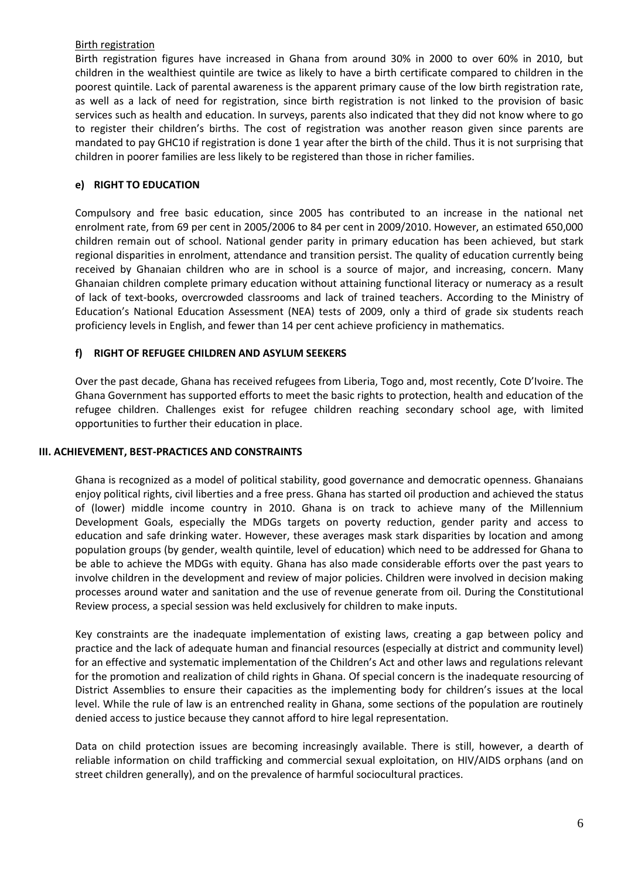Birth registration

Birth registration figures have increased in Ghana from around 30% in 2000 to over 60% in 2010, but children in the wealthiest quintile are twice as likely to have a birth certificate compared to children in the poorest quintile. Lack of parental awareness is the apparent primary cause of the low birth registration rate, as well as a lack of need for registration, since birth registration is not linked to the provision of basic services such as health and education. In surveys, parents also indicated that they did not know where to go to register their children's births. The cost of registration was another reason given since parents are mandated to pay GHC10 if registration is done 1 year after the birth of the child. Thus it is not surprising that children in poorer families are less likely to be registered than those in richer families.

#### e) RIGHT TO EDUCATION

Compulsory and free basic education, since 2005 has contributed to an increase in the national net enrolment rate, from 69 per cent in 2005/2006 to 84 per cent in 2009/2010. However, an estimated 650,000 children remain out of school. National gender parity in primary education has been achieved, but stark regional disparities in enrolment, attendance and transition persist. The quality of education currently being received by Ghanaian children who are in school is a source of major, and increasing, concern. Many Ghanaian children complete primary education without attaining functional literacy or numeracy as a result of lack of text-books, overcrowded classrooms and lack of trained teachers. According to the Ministry of Education's National Education Assessment (NEA) tests of 2009, only a third of grade six students reach proficiency levels in English, and fewer than 14 per cent achieve proficiency in mathematics.

#### f) RIGHT OF REFUGEE CHILDREN AND ASYLUM SEEKERS

Over the past decade, Ghana has received refugees from Liberia, Togo and, most recently, Cote D'Ivoire. The Ghana Government has supported efforts to meet the basic rights to protection, health and education of the refugee children. Challenges exist for refugee children reaching secondary school age, with limited opportunities to further their education in place.

### III. ACHIEVEMENT, BEST-PRACTICES AND CONSTRAINTS

Ghana is recognized as a model of political stability, good governance and democratic openness. Ghanaians enjoy political rights, civil liberties and a free press. Ghana has started oil production and achieved the status of (lower) middle income country in 2010. Ghana is on track to achieve many of the Millennium Development Goals, especially the MDGs targets on poverty reduction, gender parity and access to education and safe drinking water. However, these averages mask stark disparities by location and among population groups (by gender, wealth quintile, level of education) which need to be addressed for Ghana to be able to achieve the MDGs with equity. Ghana has also made considerable efforts over the past years to involve children in the development and review of major policies. Children were involved in decision making processes around water and sanitation and the use of revenue generate from oil. During the Constitutional Review process, a special session was held exclusively for children to make inputs.

Key constraints are the inadequate implementation of existing laws, creating a gap between policy and practice and the lack of adequate human and financial resources (especially at district and community level) for an effective and systematic implementation of the Children's Act and other laws and regulations relevant for the promotion and realization of child rights in Ghana. Of special concern is the inadequate resourcing of District Assemblies to ensure their capacities as the implementing body for children's issues at the local level. While the rule of law is an entrenched reality in Ghana, some sections of the population are routinely denied access to justice because they cannot afford to hire legal representation.

Data on child protection issues are becoming increasingly available. There is still, however, a dearth of reliable information on child trafficking and commercial sexual exploitation, on HIV/AIDS orphans (and on street children generally), and on the prevalence of harmful sociocultural practices.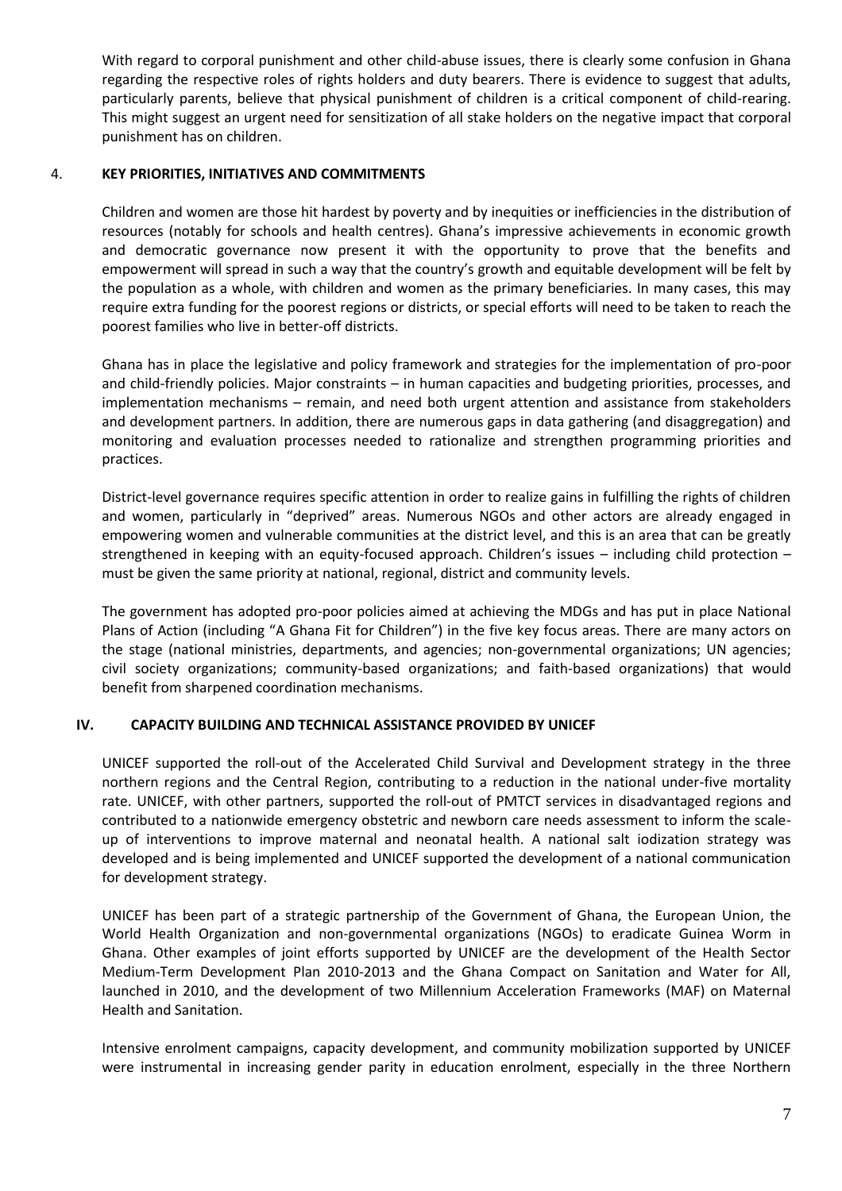With regard to corporal punishment and other child-abuse issues, there is clearly some confusion in Ghana regarding the respective roles of rights holders and duty bearers. There is evidence to suggest that adults, particularly parents, believe that physical punishment of children is a critical component of child-rearing. This might suggest an urgent need for sensitization of all stake holders on the negative impact that corporal punishment has on children.

## 4. KEY PRIORITIES, INITIATIVES AND COMMITMENTS

Children and women are those hit hardest by poverty and by inequities or inefficiencies in the distribution of resources (notably for schools and health centres). Ghana's impressive achievements in economic growth and democratic governance now present it with the opportunity to prove that the benefits and empowerment will spread in such a way that the country's growth and equitable development will be felt by the population as a whole, with children and women as the primary beneficiaries. In many cases, this may require extra funding for the poorest regions or districts, or special efforts will need to be taken to reach the poorest families who live in better-off districts.

Ghana has in place the legislative and policy framework and strategies for the implementation of pro-poor and child-friendly policies. Major constraints – in human capacities and budgeting priorities, processes, and implementation mechanisms – remain, and need both urgent attention and assistance from stakeholders and development partners. In addition, there are numerous gaps in data gathering (and disaggregation) and monitoring and evaluation processes needed to rationalize and strengthen programming priorities and practices.

District-level governance requires specific attention in order to realize gains in fulfilling the rights of children and women, particularly in "deprived" areas. Numerous NGOs and other actors are already engaged in empowering women and vulnerable communities at the district level, and this is an area that can be greatly strengthened in keeping with an equity-focused approach. Children's issues – including child protection – must be given the same priority at national, regional, district and community levels.

The government has adopted pro-poor policies aimed at achieving the MDGs and has put in place National Plans of Action (including "A Ghana Fit for Children") in the five key focus areas. There are many actors on the stage (national ministries, departments, and agencies; non-governmental organizations; UN agencies; civil society organizations; community-based organizations; and faith-based organizations) that would benefit from sharpened coordination mechanisms.

## IV. CAPACITY BUILDING AND TECHNICAL ASSISTANCE PROVIDED BY UNICEF

UNICEF supported the roll-out of the Accelerated Child Survival and Development strategy in the three northern regions and the Central Region, contributing to a reduction in the national under-five mortality rate. UNICEF, with other partners, supported the roll-out of PMTCT services in disadvantaged regions and contributed to a nationwide emergency obstetric and newborn care needs assessment to inform the scale-up of interventions to improve maternal and neonatal health. A national salt iodization strategy was developed and is being implemented and UNICEF supported the development of a national communication for development strategy.

UNICEF has been part of a strategic partnership of the Government of Ghana, the European Union, the World Health Organization and non-governmental organizations (NGOs) to eradicate Guinea Worm in Ghana. Other examples of joint efforts supported by UNICEF are the development of the Health Sector Medium-Term Development Plan 2010-2013 and the Ghana Compact on Sanitation and Water for All, launched in 2010, and the development of two Millennium Acceleration Frameworks (MAF) on Maternal Health and Sanitation.

Intensive enrolment campaigns, capacity development, and community mobilization supported by UNICEF were instrumental in increasing gender parity in education enrolment, especially in the three Northern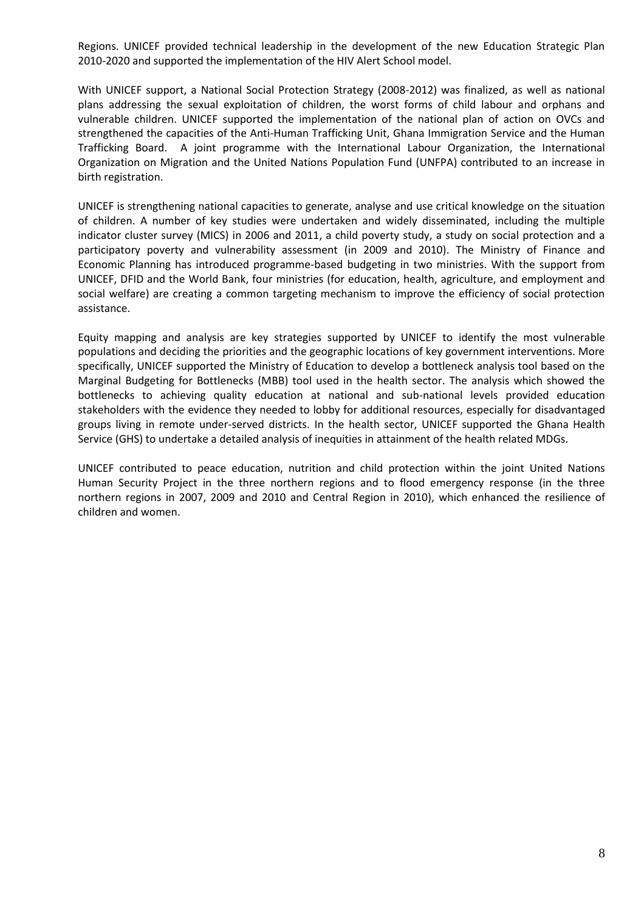Regions. UNICEF provided technical leadership in the development of the new Education Strategic Plan 2010-2020 and supported the implementation of the HIV Alert School model.

With UNICEF support, a National Social Protection Strategy (2008-2012) was finalized, as well as national plans addressing the sexual exploitation of children, the worst forms of child labour and orphans and vulnerable children. UNICEF supported the implementation of the national plan of action on OVCs and strengthened the capacities of the Anti-Human Trafficking Unit, Ghana Immigration Service and the Human Trafficking Board. A joint programme with the International Labour Organization, the International Organization on Migration and the United Nations Population Fund (UNFPA) contributed to an increase in birth registration.

UNICEF is strengthening national capacities to generate, analyse and use critical knowledge on the situation of children. A number of key studies were undertaken and widely disseminated, including the multiple indicator cluster survey (MICS) in 2006 and 2011, a child poverty study, a study on social protection and a participatory poverty and vulnerability assessment (in 2009 and 2010). The Ministry of Finance and Economic Planning has introduced programme-based budgeting in two ministries. With the support from UNICEF, DFID and the World Bank, four ministries (for education, health, agriculture, and employment and social welfare) are creating a common targeting mechanism to improve the efficiency of social protection assistance.

Equity mapping and analysis are key strategies supported by UNICEF to identify the most vulnerable populations and deciding the priorities and the geographic locations of key government interventions. More specifically, UNICEF supported the Ministry of Education to develop a bottleneck analysis tool based on the Marginal Budgeting for Bottlenecks (MBB) tool used in the health sector. The analysis which showed the bottlenecks to achieving quality education at national and sub-national levels provided education stakeholders with the evidence they needed to lobby for additional resources, especially for disadvantaged groups living in remote under-served districts. In the health sector, UNICEF supported the Ghana Health Service (GHS) to undertake a detailed analysis of inequities in attainment of the health related MDGs.

UNICEF contributed to peace education, nutrition and child protection within the joint United Nations Human Security Project in the three northern regions and to flood emergency response (in the three northern regions in 2007, 2009 and 2010 and Central Region in 2010), which enhanced the resilience of children and women.